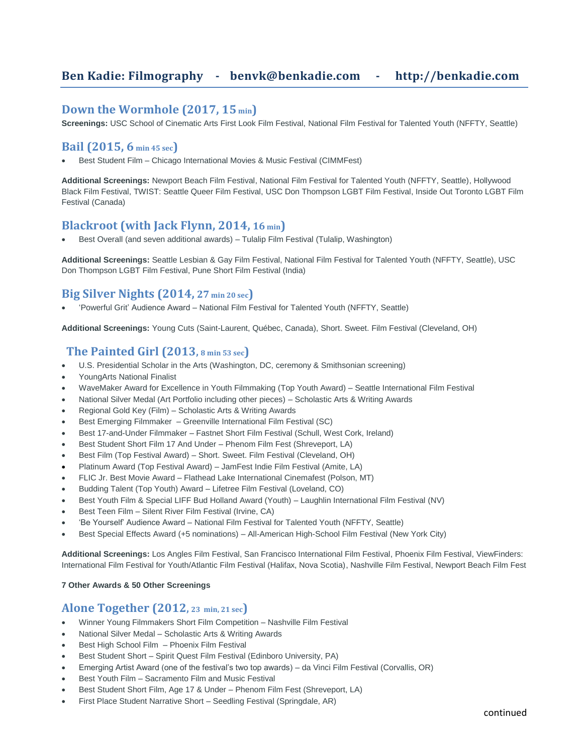# Ben Kadie: Filmography - benvk@benkadie.com - http://benkadie.com

## Down the Wormhole (2017, 15 min)

**Screenings:** USC School of Cinematic Arts First Look Film Festival, National Film Festival for Talented Youth (NFFTY, Seattle)

## Bail (2015, 6 min 45 sec)

- Best Student Film – Chicago International Movies & Music Festival (CIMMFest)

**Additional Screenings:** Newport Beach Film Festival, National Film Festival for Talented Youth (NFFTY, Seattle), Hollywood Black Film Festival, TWIST: Seattle Queer Film Festival, USC Don Thompson LGBT Film Festival, Inside Out Toronto LGBT Film Festival (Canada)

## Blackroot (with Jack Flynn, 2014, 16 min)

- Best Overall (and seven additional awards) – Tulalip Film Festival (Tulalip, Washington)

**Additional Screenings:** Seattle Lesbian & Gay Film Festival, National Film Festival for Talented Youth (NFFTY, Seattle), USC Don Thompson LGBT Film Festival, Pune Short Film Festival (India)

## Big Silver Nights (2014, 27 min 20 sec)

- 'Powerful Grit' Audience Award – National Film Festival for Talented Youth (NFFTY, Seattle)

**Additional Screenings:** Young Cuts (Saint-Laurent, Québec, Canada), Short. Sweet. Film Festival (Cleveland, OH)

## The Painted Girl (2013, 8 min 53 sec)

- U.S. Presidential Scholar in the Arts (Washington, DC, ceremony & Smithsonian screening)
- YoungArts National Finalist
- WaveMaker Award for Excellence in Youth Filmmaking (Top Youth Award) – Seattle International Film Festival
- National Silver Medal (Art Portfolio including other pieces) – Scholastic Arts & Writing Awards
- Regional Gold Key (Film) – Scholastic Arts & Writing Awards
- Best Emerging Filmmaker – Greenville International Film Festival (SC)
- Best 17-and-Under Filmmaker – Fastnet Short Film Festival (Schull, West Cork, Ireland)
- Best Student Short Film 17 And Under – Phenom Film Fest (Shreveport, LA)
- Best Film (Top Festival Award) – Short. Sweet. Film Festival (Cleveland, OH)
- Platinum Award (Top Festival Award) – JamFest Indie Film Festival (Amite, LA)
- FLIC Jr. Best Movie Award – Flathead Lake International Cinemafest (Polson, MT)
- Budding Talent (Top Youth) Award – Lifetree Film Festival (Loveland, CO)
- Best Youth Film & Special LIFF Bud Holland Award (Youth) – Laughlin International Film Festival (NV)
- Best Teen Film – Silent River Film Festival (Irvine, CA)
- 'Be Yourself' Audience Award – National Film Festival for Talented Youth (NFFTY, Seattle)
- Best Special Effects Award (+5 nominations) – All-American High-School Film Festival (New York City)

**Additional Screenings:** Los Angles Film Festival, San Francisco International Film Festival, Phoenix Film Festival, ViewFinders: International Film Festival for Youth/Atlantic Film Festival (Halifax, Nova Scotia), Nashville Film Festival, Newport Beach Film Fest

**7 Other Awards & 50 Other Screenings**

## Alone Together (2012, 23 min, 21 sec)

- Winner Young Filmmakers Short Film Competition – Nashville Film Festival
- National Silver Medal – Scholastic Arts & Writing Awards
- Best High School Film – Phoenix Film Festival
- Best Student Short – Spirit Quest Film Festival (Edinboro University, PA)
- Emerging Artist Award (one of the festival's two top awards) – da Vinci Film Festival (Corvallis, OR)
- Best Youth Film – Sacramento Film and Music Festival
- Best Student Short Film, Age 17 & Under – Phenom Film Fest (Shreveport, LA)
- First Place Student Narrative Short – Seedling Festival (Springdale, AR)

continued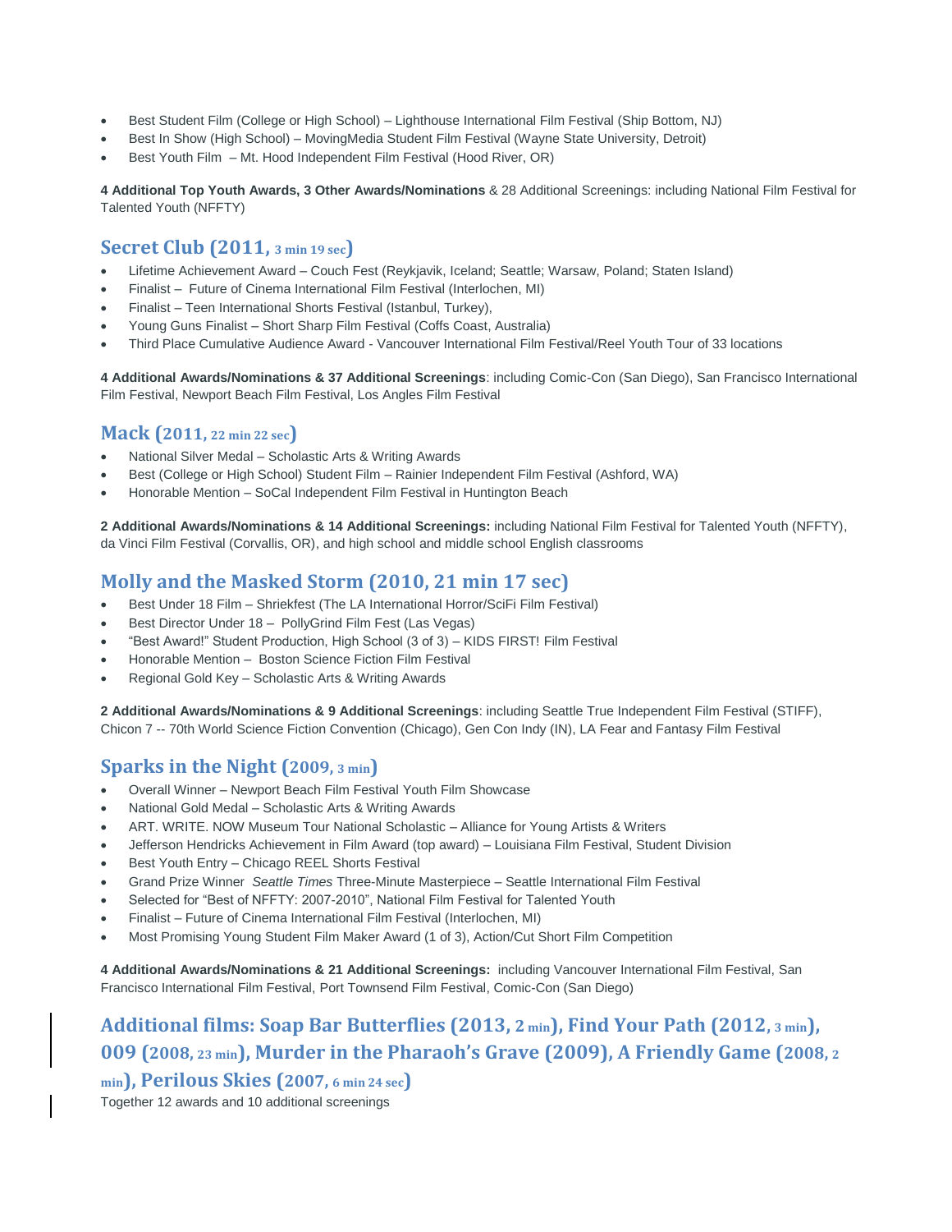- Best Student Film (College or High School) – Lighthouse International Film Festival (Ship Bottom, NJ)
- Best In Show (High School) – MovingMedia Student Film Festival (Wayne State University, Detroit)
- Best Youth Film – Mt. Hood Independent Film Festival (Hood River, OR)

**4 Additional Top Youth Awards, 3 Other Awards/Nominations** & 28 Additional Screenings: including National Film Festival for Talented Youth (NFFTY)

## Secret Club (2011, 3 min 19 sec)

- Lifetime Achievement Award – Couch Fest (Reykjavik, Iceland; Seattle; Warsaw, Poland; Staten Island)
- Finalist – Future of Cinema International Film Festival (Interlochen, MI)
- Finalist – Teen International Shorts Festival (Istanbul, Turkey),
- Young Guns Finalist – Short Sharp Film Festival (Coffs Coast, Australia)
- Third Place Cumulative Audience Award - Vancouver International Film Festival/Reel Youth Tour of 33 locations

**4 Additional Awards/Nominations & 37 Additional Screenings**: including Comic-Con (San Diego), San Francisco International Film Festival, Newport Beach Film Festival, Los Angles Film Festival

## Mack (2011, 22 min 22 sec)

- National Silver Medal – Scholastic Arts & Writing Awards
- Best (College or High School) Student Film – Rainier Independent Film Festival (Ashford, WA)
- Honorable Mention – SoCal Independent Film Festival in Huntington Beach

**2 Additional Awards/Nominations & 14 Additional Screenings:** including National Film Festival for Talented Youth (NFFTY), da Vinci Film Festival (Corvallis, OR), and high school and middle school English classrooms

## Molly and the Masked Storm (2010, 21 min 17 sec)

- Best Under 18 Film – Shriekfest (The LA International Horror/SciFi Film Festival)
- Best Director Under 18 – PollyGrind Film Fest (Las Vegas)
- "Best Award!" Student Production, High School (3 of 3) – KIDS FIRST! Film Festival
- Honorable Mention – Boston Science Fiction Film Festival
- Regional Gold Key – Scholastic Arts & Writing Awards

**2 Additional Awards/Nominations & 9 Additional Screenings**: including Seattle True Independent Film Festival (STIFF), Chicon 7 -- 70th World Science Fiction Convention (Chicago), Gen Con Indy (IN), LA Fear and Fantasy Film Festival

## Sparks in the Night (2009, 3 min)

- Overall Winner – Newport Beach Film Festival Youth Film Showcase
- National Gold Medal – Scholastic Arts & Writing Awards
- ART. WRITE. NOW Museum Tour National Scholastic – Alliance for Young Artists & Writers
- Jefferson Hendricks Achievement in Film Award (top award) – Louisiana Film Festival, Student Division
- Best Youth Entry – Chicago REEL Shorts Festival
- Grand Prize Winner *Seattle Times* Three-Minute Masterpiece – Seattle International Film Festival
- Selected for "Best of NFFTY: 2007-2010", National Film Festival for Talented Youth
- Finalist – Future of Cinema International Film Festival (Interlochen, MI)
- Most Promising Young Student Film Maker Award (1 of 3), Action/Cut Short Film Competition

**4 Additional Awards/Nominations & 21 Additional Screenings:** including Vancouver International Film Festival, San Francisco International Film Festival, Port Townsend Film Festival, Comic-Con (San Diego)

## Additional films: Soap Bar Butterflies (2013, 2 min), Find Your Path (2012, 3 min), 009 (2008, 23 min), Murder in the Pharaoh's Grave (2009), A Friendly Game (2008, 2 min), Perilous Skies (2007, 6 min 24 sec)

Together 12 awards and 10 additional screenings